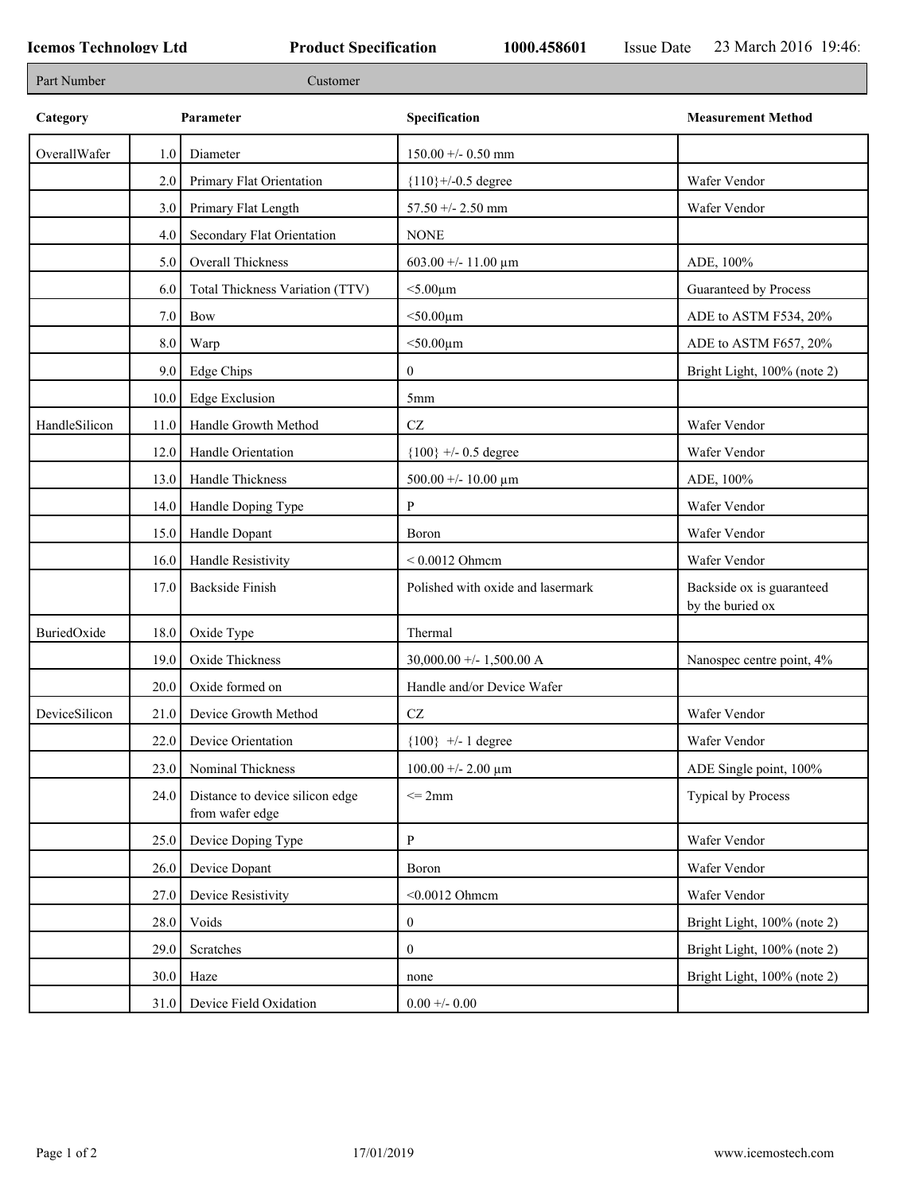**Icemos Technology Ltd** **Product Specification** **1000.458601** Issue Date 23 March 2016 19:46:

| Part Number | Customer |
|---|---|

| Category | | Parameter | Specification | Measurement Method |
|---|---|---|---|---|
| OverallWafer | 1.0 | Diameter | 150.00 +/- 0.50 mm | |
| | 2.0 | Primary Flat Orientation | {110}+/-0.5 degree | Wafer Vendor |
| | 3.0 | Primary Flat Length | 57.50 +/- 2.50 mm | Wafer Vendor |
| | 4.0 | Secondary Flat Orientation | NONE | |
| | 5.0 | Overall Thickness | 603.00 +/- 11.00 µm | ADE, 100% |
| | 6.0 | Total Thickness Variation (TTV) | <5.00µm | Guaranteed by Process |
| | 7.0 | Bow | <50.00µm | ADE to ASTM F534, 20% |
| | 8.0 | Warp | <50.00µm | ADE to ASTM F657, 20% |
| | 9.0 | Edge Chips | 0 | Bright Light, 100% (note 2) |
| | 10.0 | Edge Exclusion | 5mm | |
| HandleSilicon | 11.0 | Handle Growth Method | CZ | Wafer Vendor |
| | 12.0 | Handle Orientation | {100} +/- 0.5 degree | Wafer Vendor |
| | 13.0 | Handle Thickness | 500.00 +/- 10.00 µm | ADE, 100% |
| | 14.0 | Handle Doping Type | P | Wafer Vendor |
| | 15.0 | Handle Dopant | Boron | Wafer Vendor |
| | 16.0 | Handle Resistivity | < 0.0012 Ohmcm | Wafer Vendor |
| | 17.0 | Backside Finish | Polished with oxide and lasermark | Backside ox is guaranteed by the buried ox |
| BuriedOxide | 18.0 | Oxide Type | Thermal | |
| | 19.0 | Oxide Thickness | 30,000.00 +/- 1,500.00 A | Nanospec centre point, 4% |
| | 20.0 | Oxide formed on | Handle and/or Device Wafer | |
| DeviceSilicon | 21.0 | Device Growth Method | CZ | Wafer Vendor |
| | 22.0 | Device Orientation | {100} +/- 1 degree | Wafer Vendor |
| | 23.0 | Nominal Thickness | 100.00 +/- 2.00 µm | ADE Single point, 100% |
| | 24.0 | Distance to device silicon edge from wafer edge | <= 2mm | Typical by Process |
| | 25.0 | Device Doping Type | P | Wafer Vendor |
| | 26.0 | Device Dopant | Boron | Wafer Vendor |
| | 27.0 | Device Resistivity | <0.0012 Ohmcm | Wafer Vendor |
| | 28.0 | Voids | 0 | Bright Light, 100% (note 2) |
| | 29.0 | Scratches | 0 | Bright Light, 100% (note 2) |
| | 30.0 | Haze | none | Bright Light, 100% (note 2) |
| | 31.0 | Device Field Oxidation | 0.00 +/- 0.00 | |

17/01/2019 www.icemostech.com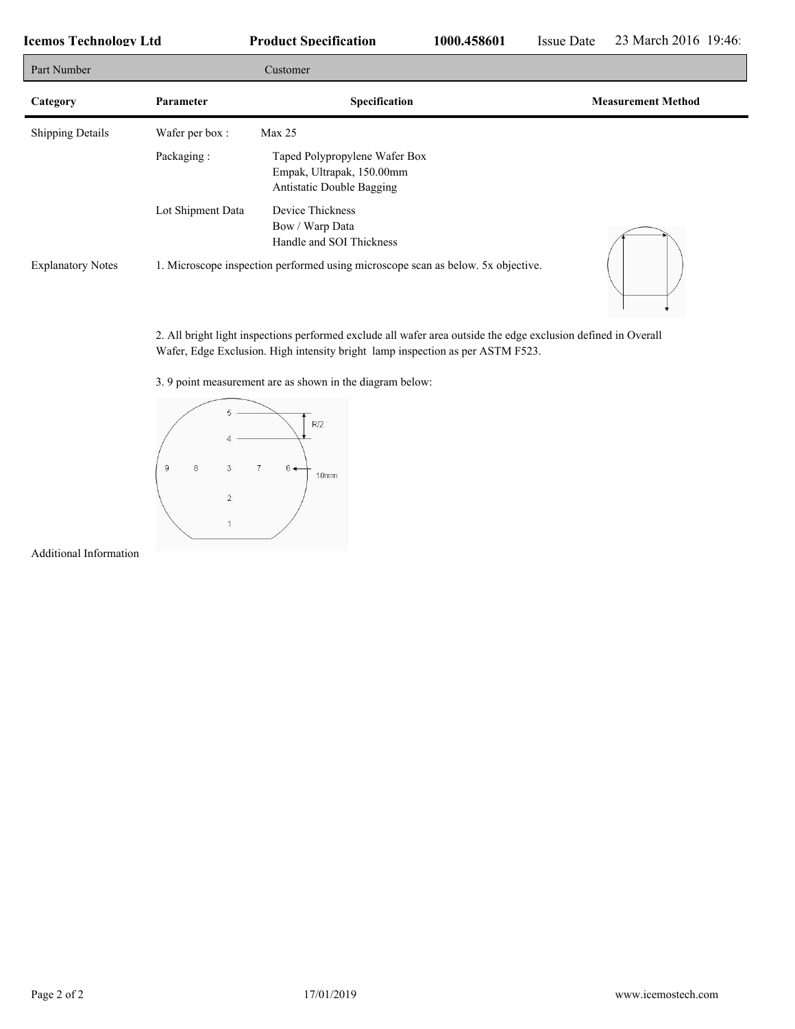| Part Number | | Customer | |
|---|---|---|---|
| **Category** | **Parameter** | **Specification** | **Measurement Method** |
| Shipping Details | Wafer per box : | Max 25 | |
| | Packaging : | Taped Polypropylene Wafer Box<br>Empak, Ultrapak, 150.00mm<br>Antistatic Double Bagging | |
| | Lot Shipment Data | Device Thickness<br>Bow / Warp Data<br>Handle and SOI Thickness | |
| Explanatory Notes | 1. Microscope inspection performed using microscope scan as below. 5x objective. | | |

2. All bright light inspections performed exclude all wafer area outside the edge exclusion defined in Overall Wafer, Edge Exclusion. High intensity bright lamp inspection as per ASTM F523.

3. 9 point measurement are as shown in the diagram below:

5
4
9 8 3 7 6
2
1
R/2
10mm

Additional Information